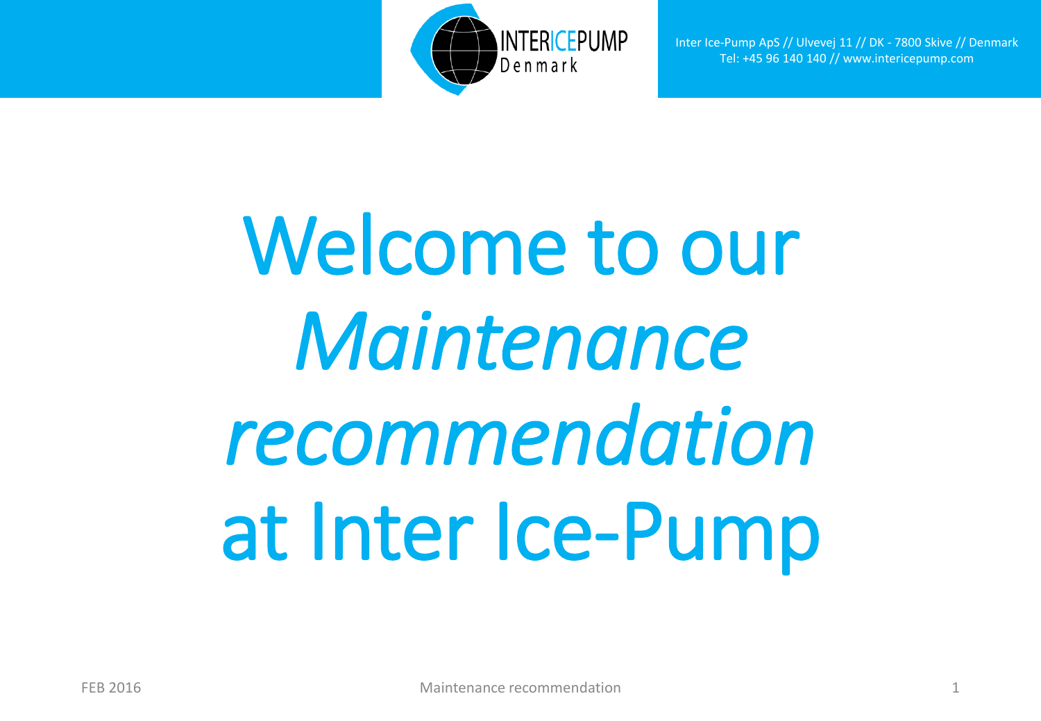Inter Ice-Pump ApS // Ulvevej 11 // DK - 7800 Skive // Denmark
Tel: +45 96 140 140 // www.intericepump.com

# Welcome to our *Maintenance recommendation* at Inter Ice-Pump

FEB 2016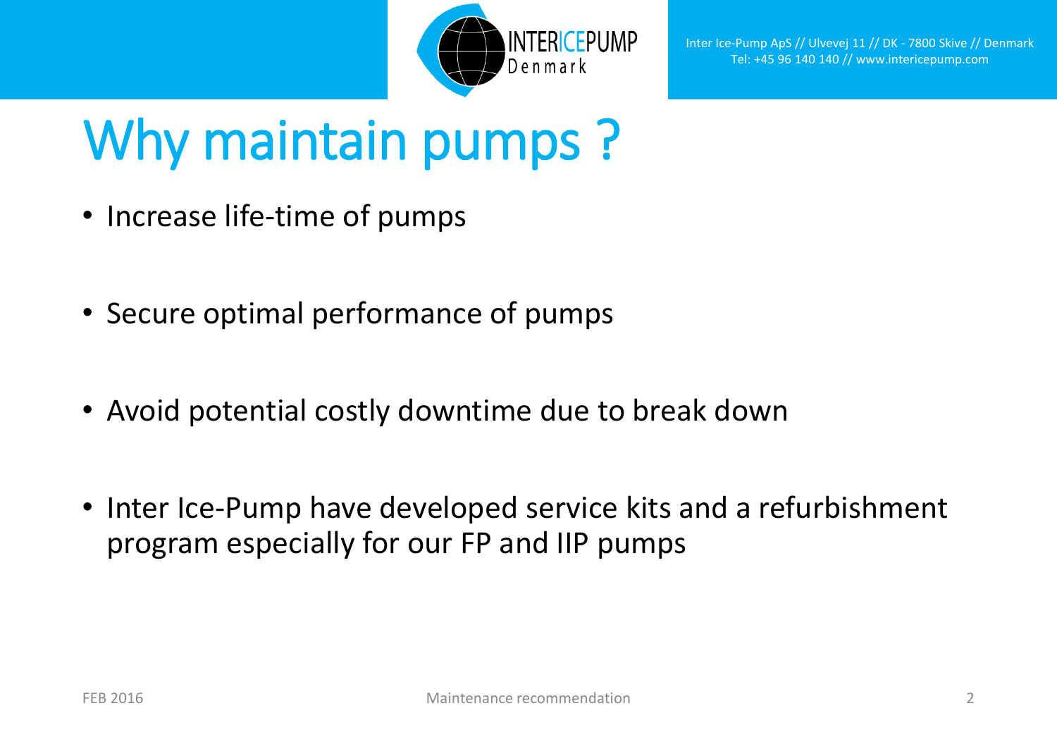# Why maintain pumps ?

- Increase life-time of pumps
- Secure optimal performance of pumps
- Avoid potential costly downtime due to break down
- Inter Ice-Pump have developed service kits and a refurbishment program especially for our FP and IIP pumps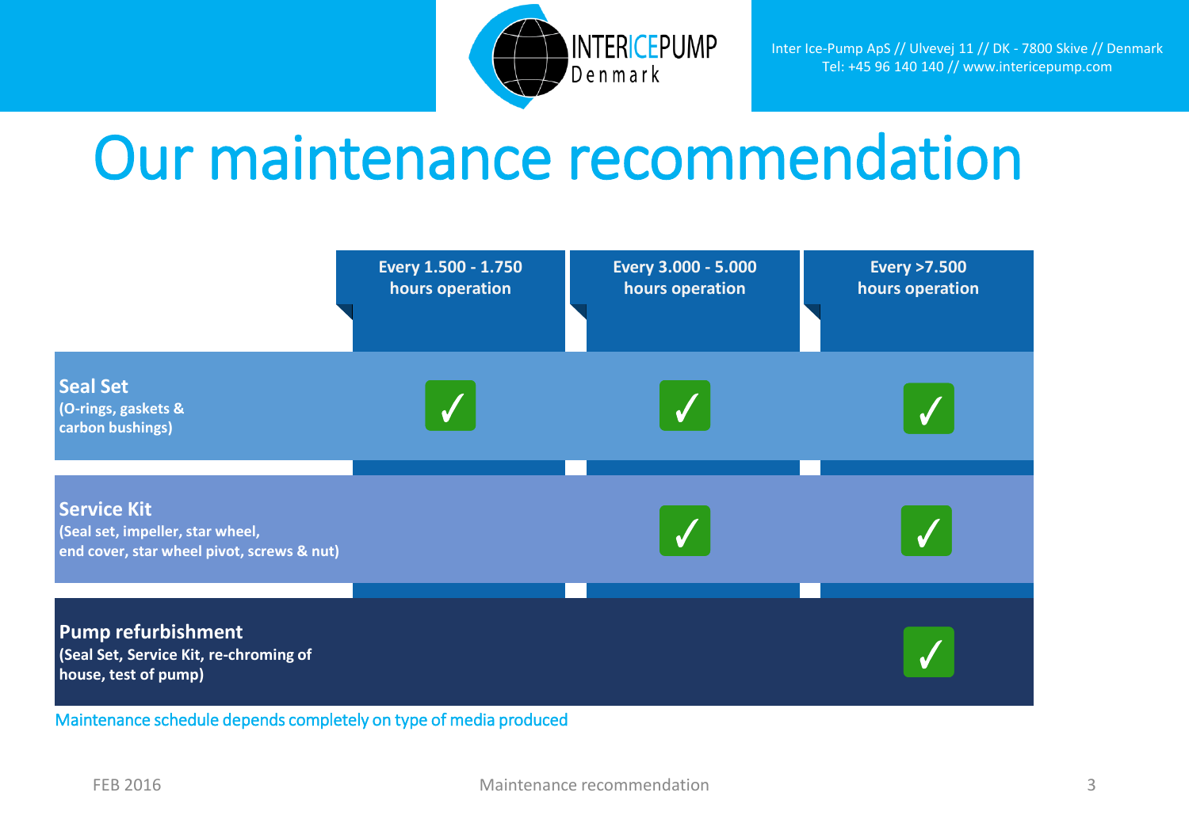# Our maintenance recommendation

| | Every 1.500 - 1.750 hours operation | Every 3.000 - 5.000 hours operation | Every >7.500 hours operation |
|---|---|---|---|
| **Seal Set** (O-rings, gaskets & carbon bushings) | ✓ | ✓ | ✓ |
| **Service Kit** (Seal set, impeller, star wheel, end cover, star wheel pivot, screws & nut) | | ✓ | ✓ |
| **Pump refurbishment** (Seal Set, Service Kit, re-chroming of house, test of pump) | | | ✓ |

Maintenance schedule depends completely on type of media produced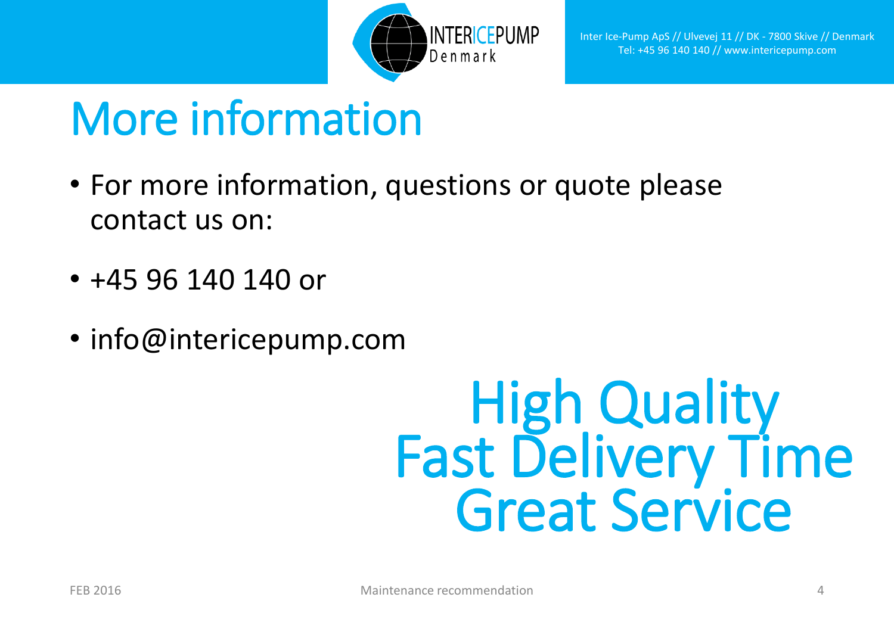# More information

- For more information, questions or quote please contact us on:
- +45 96 140 140 or
- info@intericepump.com

High Quality
Fast Delivery Time
Great Service